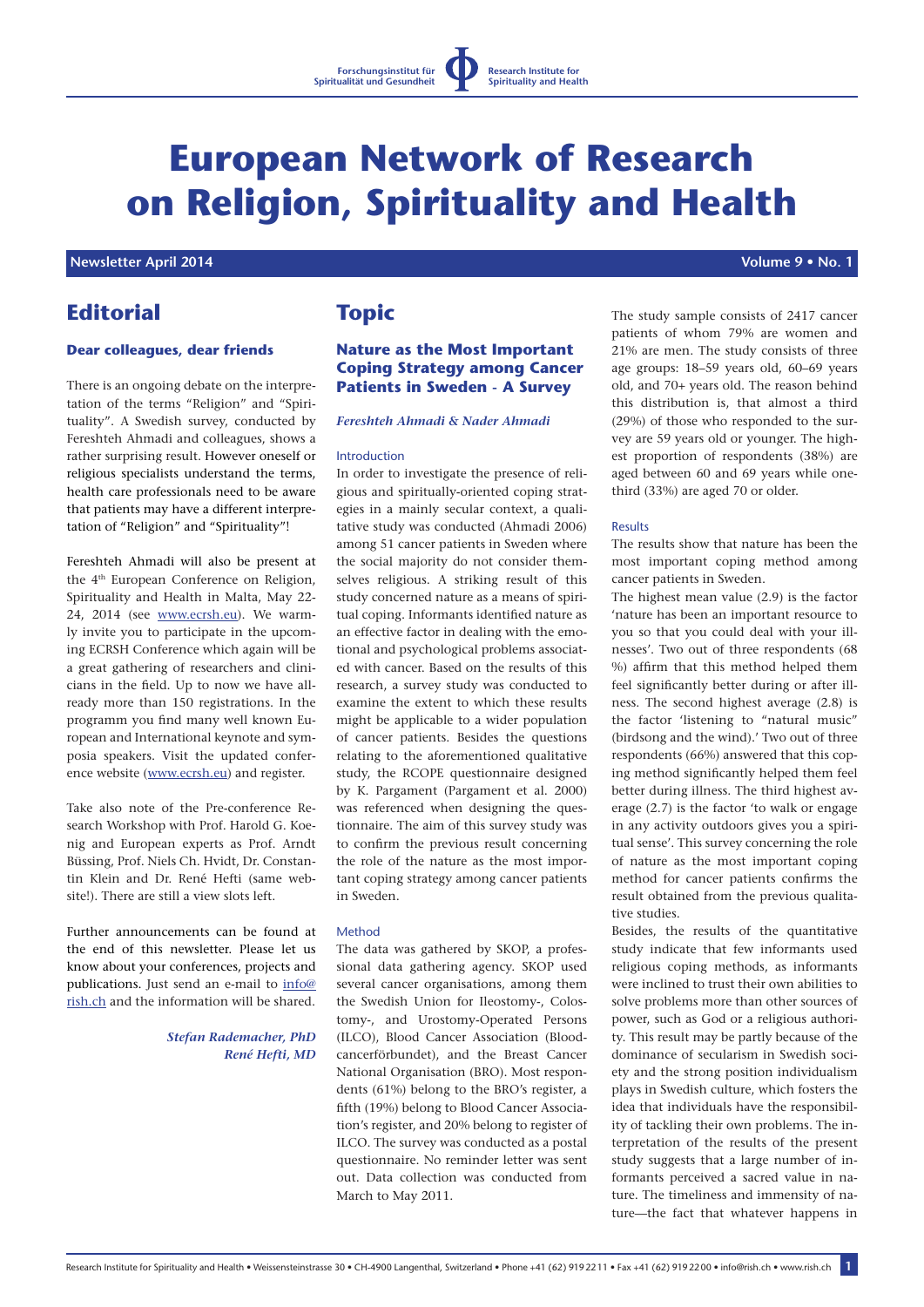Forschungsinstitut für Spiritualität und Gesundheit

Research Institute for Spirituality and Health

# European Network of Research on Religion, Spirituality and Health

**Newsletter April 2014** **Volume 9 • No. 1**

## Editorial

### Dear colleagues, dear friends

There is an ongoing debate on the interpretation of the terms "Religion" and "Spirituality". A Swedish survey, conducted by Fereshteh Ahmadi and colleagues, shows a rather surprising result. However oneself or religious specialists understand the terms, health care professionals need to be aware that patients may have a different interpretation of "Religion" and "Spirituality"!

Fereshteh Ahmadi will also be present at the 4th European Conference on Religion, Spirituality and Health in Malta, May 22-24, 2014 (see www.ecrsh.eu). We warmly invite you to participate in the upcoming ECRSH Conference which again will be a great gathering of researchers and clinicians in the field. Up to now we have allready more than 150 registrations. In the programm you find many well known European and International keynote and symposia speakers. Visit the updated conference website (www.ecrsh.eu) and register.

Take also note of the Pre-conference Research Workshop with Prof. Harold G. Koenig and European experts as Prof. Arndt Büssing, Prof. Niels Ch. Hvidt, Dr. Constantin Klein and Dr. René Hefti (same website!). There are still a view slots left.

Further announcements can be found at the end of this newsletter. Please let us know about your conferences, projects and publications. Just send an e-mail to info@rish.ch and the information will be shared.

*Stefan Rademacher, PhD*
*René Hefti, MD*

## Topic

### Nature as the Most Important Coping Strategy among Cancer Patients in Sweden - A Survey

*Fereshteh Ahmadi & Nader Ahmadi*

#### Introduction

In order to investigate the presence of religious and spiritually-oriented coping strategies in a mainly secular context, a qualitative study was conducted (Ahmadi 2006) among 51 cancer patients in Sweden where the social majority do not consider themselves religious. A striking result of this study concerned nature as a means of spiritual coping. Informants identified nature as an effective factor in dealing with the emotional and psychological problems associated with cancer. Based on the results of this research, a survey study was conducted to examine the extent to which these results might be applicable to a wider population of cancer patients. Besides the questions relating to the aforementioned qualitative study, the RCOPE questionnaire designed by K. Pargament (Pargament et al. 2000) was referenced when designing the questionnaire. The aim of this survey study was to confirm the previous result concerning the role of the nature as the most important coping strategy among cancer patients in Sweden.

#### Method

The data was gathered by SKOP, a professional data gathering agency. SKOP used several cancer organisations, among them the Swedish Union for Ileostomy-, Colostomy-, and Urostomy-Operated Persons (ILCO), Blood Cancer Association (Bloodcancerförbundet), and the Breast Cancer National Organisation (BRO). Most respondents (61%) belong to the BRO's register, a fifth (19%) belong to Blood Cancer Association's register, and 20% belong to register of ILCO. The survey was conducted as a postal questionnaire. No reminder letter was sent out. Data collection was conducted from March to May 2011.

The study sample consists of 2417 cancer patients of whom 79% are women and 21% are men. The study consists of three age groups: 18–59 years old, 60–69 years old, and 70+ years old. The reason behind this distribution is, that almost a third (29%) of those who responded to the survey are 59 years old or younger. The highest proportion of respondents (38%) are aged between 60 and 69 years while one-third (33%) are aged 70 or older.

#### Results

The results show that nature has been the most important coping method among cancer patients in Sweden.

The highest mean value (2.9) is the factor 'nature has been an important resource to you so that you could deal with your illnesses'. Two out of three respondents (68 %) affirm that this method helped them feel significantly better during or after illness. The second highest average (2.8) is the factor 'listening to "natural music" (birdsong and the wind).' Two out of three respondents (66%) answered that this coping method significantly helped them feel better during illness. The third highest average (2.7) is the factor 'to walk or engage in any activity outdoors gives you a spiritual sense'. This survey concerning the role of nature as the most important coping method for cancer patients confirms the result obtained from the previous qualitative studies.

Besides, the results of the quantitative study indicate that few informants used religious coping methods, as informants were inclined to trust their own abilities to solve problems more than other sources of power, such as God or a religious authority. This result may be partly because of the dominance of secularism in Swedish society and the strong position individualism plays in Swedish culture, which fosters the idea that individuals have the responsibility of tackling their own problems. The interpretation of the results of the present study suggests that a large number of informants perceived a sacred value in nature. The timeliness and immensity of nature—the fact that whatever happens in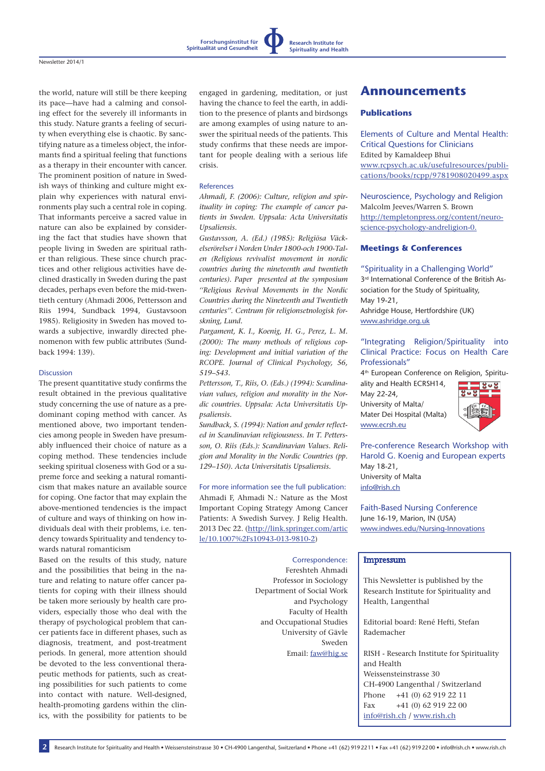the world, nature will still be there keeping its pace—have had a calming and consoling effect for the severely ill informants in this study. Nature grants a feeling of security when everything else is chaotic. By sanctifying nature as a timeless object, the informants find a spiritual feeling that functions as a therapy in their encounter with cancer. The prominent position of nature in Swedish ways of thinking and culture might explain why experiences with natural environments play such a central role in coping. That informants perceive a sacred value in nature can also be explained by considering the fact that studies have shown that people living in Sweden are spiritual rather than religious. These since church practices and other religious activities have declined drastically in Sweden during the past decades, perhaps even before the mid-twentieth century (Ahmadi 2006, Pettersson and Riis 1994, Sundback 1994, Gustavsoon 1985). Religiosity in Sweden has moved towards a subjective, inwardly directed phenomenon with few public attributes (Sundback 1994: 139).

### Discussion

The present quantitative study confirms the result obtained in the previous qualitative study concerning the use of nature as a predominant coping method with cancer. As mentioned above, two important tendencies among people in Sweden have presumably influenced their choice of nature as a coping method. These tendencies include seeking spiritual closeness with God or a supreme force and seeking a natural romanticism that makes nature an available source for coping. One factor that may explain the above-mentioned tendencies is the impact of culture and ways of thinking on how individuals deal with their problems, i.e. tendency towards Spirituality and tendency towards natural romanticism

Based on the results of this study, nature and the possibilities that being in the nature and relating to nature offer cancer patients for coping with their illness should be taken more seriously by health care providers, especially those who deal with the therapy of psychological problem that cancer patients face in different phases, such as diagnosis, treatment, and post-treatment periods. In general, more attention should be devoted to the less conventional therapeutic methods for patients, such as creating possibilities for such patients to come into contact with nature. Well-designed, health-promoting gardens within the clinics, with the possibility for patients to be engaged in gardening, meditation, or just having the chance to feel the earth, in addition to the presence of plants and birdsongs are among examples of using nature to answer the spiritual needs of the patients. This study confirms that these needs are important for people dealing with a serious life crisis.

### References

*Ahmadi, F. (2006): Culture, religion and spirituality in coping: The example of cancer patients in Sweden. Uppsala: Acta Universitatis Upsaliensis.*

*Gustavsson, A. (Ed.) (1985): Religiösa Väckelserörelser i Norden Under 1800-och 1900-Talen (Religious revivalist movement in nordic countries during the nineteenth and twentieth centuries). Paper presented at the symposium "Religious Revival Movements in the Nordic Countries during the Nineteenth and Twentieth centuries". Centrum för religionsetnologisk forskning, Lund.*

*Pargament, K. I., Koenig, H. G., Perez, L. M. (2000): The many methods of religious coping: Development and initial variation of the RCOPE. Journal of Clinical Psychology, 56, 519–543.*

*Pettersson, T., Riis, O. (Eds.) (1994): Scandinavian values, religion and morality in the Nordic countries. Uppsala: Acta Universitatis Upsaliensis.*

*Sundback, S. (1994): Nation and gender reflected in Scandinavian religiousness. In T. Pettersson, O. Riis (Eds.): Scandinavian Values. Religion and Morality in the Nordic Countries (pp. 129–150). Acta Universitatis Upsaliensis.*

For more information see the full publication:
Ahmadi F, Ahmadi N.: Nature as the Most Important Coping Strategy Among Cancer Patients: A Swedish Survey. J Relig Health. 2013 Dec 22. (http://link.springer.com/article/10.1007%2Fs10943-013-9810-2)

Correspondence:
Fereshteh Ahmadi
Professor in Sociology
Department of Social Work
and Psychology
Faculty of Health
and Occupational Studies
University of Gävle
Sweden
Email: faw@hig.se

# Announcements

## Publications

**Elements of Culture and Mental Health: Critical Questions for Clinicians**
Edited by Kamaldeep Bhui
www.rcpsych.ac.uk/usefulresources/publications/books/rcpp/9781908020499.aspx

**Neuroscience, Psychology and Religion**
Malcolm Jeeves/Warren S. Brown
http://templetonpress.org/content/neuroscience-psychology-andreligion-0.

## Meetings & Conferences

**"Spirituality in a Challenging World"**
3rd International Conference of the British Association for the Study of Spirituality,
May 19-21,
Ashridge House, Hertfordshire (UK)
www.ashridge.org.uk

**"Integrating Religion/Spirituality into Clinical Practice: Focus on Health Care Professionals"**
4th European Conference on Religion, Spirituality and Health ECRSH14,
May 22-24,
University of Malta/
Mater Dei Hospital (Malta)
www.ecrsh.eu

**Pre-conference Research Workshop with Harold G. Koenig and European experts**
May 18-21,
University of Malta
info@rish.ch

**Faith-Based Nursing Conference**
June 16-19, Marion, IN (USA)
www.indwes.edu/Nursing-Innovations

## Impressum

This Newsletter is published by the Research Institute for Spirituality and Health, Langenthal

Editorial board: René Hefti, Stefan Rademacher

RISH - Research Institute for Spirituality and Health
Weissensteinstrasse 30
CH-4900 Langenthal / Switzerland
Phone +41 (0) 62 919 22 11
Fax +41 (0) 62 919 22 00
info@rish.ch / www.rish.ch